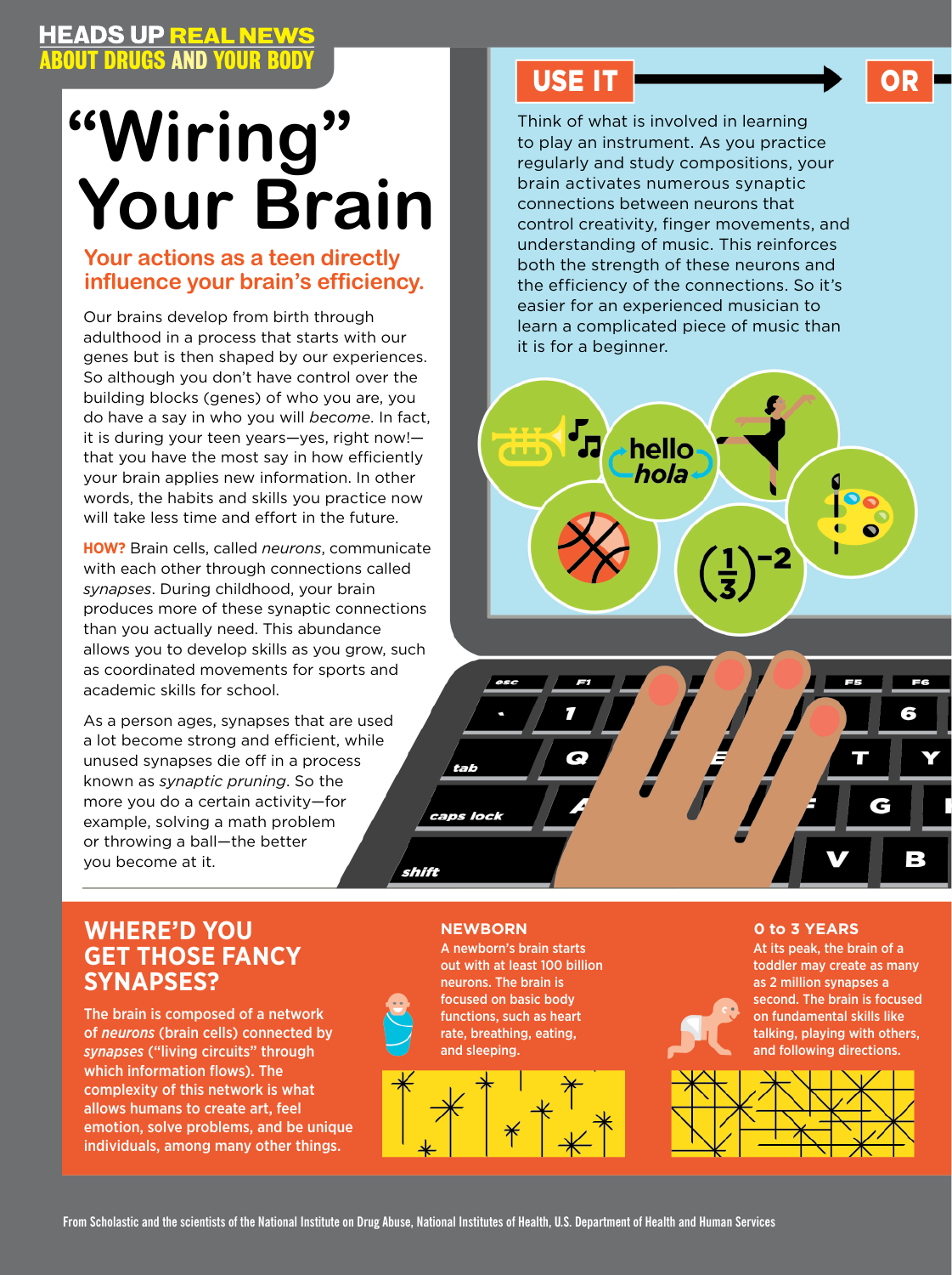HEADS UP REAL NEWS ABOUT DRUGS AND YOUR BODY

# "Wiring" Your Brain

## Your actions as a teen directly influence your brain's efficiency.

Our brains develop from birth through adulthood in a process that starts with our genes but is then shaped by our experiences. So although you don't have control over the building blocks (genes) of who you are, you do have a say in who you will *become*. In fact, it is during your teen years—yes, right now!—that you have the most say in how efficiently your brain applies new information. In other words, the habits and skills you practice now will take less time and effort in the future.

**HOW?** Brain cells, called *neurons*, communicate with each other through connections called *synapses*. During childhood, your brain produces more of these synaptic connections than you actually need. This abundance allows you to develop skills as you grow, such as coordinated movements for sports and academic skills for school.

As a person ages, synapses that are used a lot become strong and efficient, while unused synapses die off in a process known as *synaptic pruning*. So the more you do a certain activity—for example, solving a math problem or throwing a ball—the better you become at it.

## USE IT → OR

Think of what is involved in learning to play an instrument. As you practice regularly and study compositions, your brain activates numerous synaptic connections between neurons that control creativity, finger movements, and understanding of music. This reinforces both the strength of these neurons and the efficiency of the connections. So it's easier for an experienced musician to learn a complicated piece of music than it is for a beginner.

## WHERE'D YOU GET THOSE FANCY SYNAPSES?

The brain is composed of a network of *neurons* (brain cells) connected by *synapses* ("living circuits" through which information flows). The complexity of this network is what allows humans to create art, feel emotion, solve problems, and be unique individuals, among many other things.

### NEWBORN

A newborn's brain starts out with at least 100 billion neurons. The brain is focused on basic body functions, such as heart rate, breathing, eating, and sleeping.

### 0 to 3 YEARS

At its peak, the brain of a toddler may create as many as 2 million synapses a second. The brain is focused on fundamental skills like talking, playing with others, and following directions.

From Scholastic and the scientists of the National Institute on Drug Abuse, National Institutes of Health, U.S. Department of Health and Human Services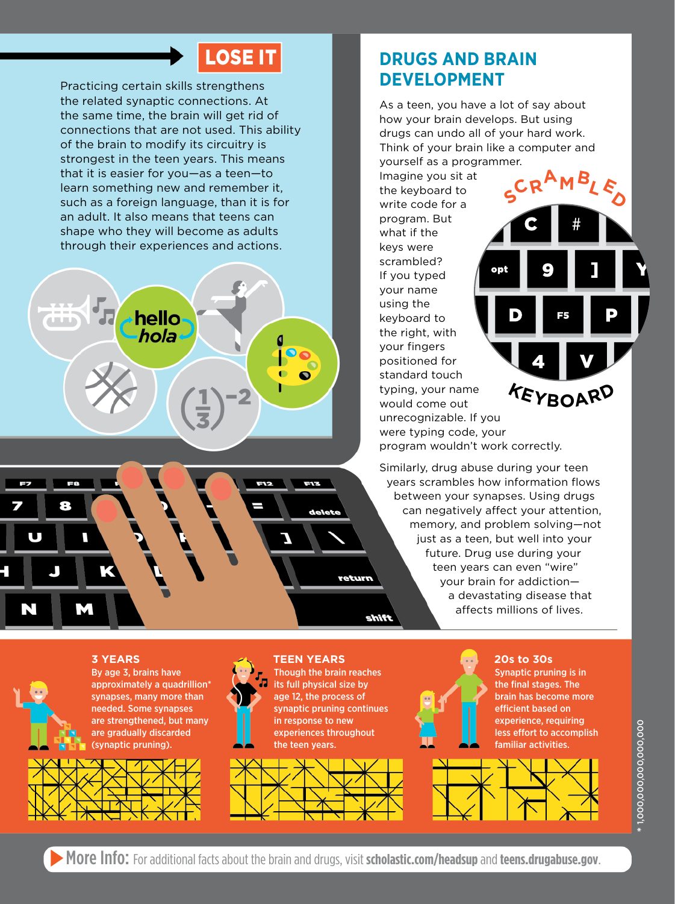## LOSE IT

Practicing certain skills strengthens the related synaptic connections. At the same time, the brain will get rid of connections that are not used. This ability of the brain to modify its circuitry is strongest in the teen years. This means that it is easier for you—as a teen—to learn something new and remember it, such as a foreign language, than it is for an adult. It also means that teens can shape who they will become as adults through their experiences and actions.

hello
hola

$\left(\frac{1}{3}\right)^{-2}$

## DRUGS AND BRAIN DEVELOPMENT

As a teen, you have a lot of say about how your brain develops. But using drugs can undo all of your hard work. Think of your brain like a computer and yourself as a programmer. Imagine you sit at the keyboard to write code for a program. But what if the keys were scrambled? If you typed your name using the keyboard to the right, with your fingers positioned for standard touch typing, your name would come out unrecognizable. If you were typing code, your program wouldn't work correctly.

SCRAMBLED KEYBOARD

Similarly, drug abuse during your teen years scrambles how information flows between your synapses. Using drugs can negatively affect your attention, memory, and problem solving—not just as a teen, but well into your future. Drug use during your teen years can even "wire" your brain for addiction—a devastating disease that affects millions of lives.

### 3 YEARS

By age 3, brains have approximately a quadrillion* synapses, many more than needed. Some synapses are strengthened, but many are gradually discarded (synaptic pruning).

### TEEN YEARS

Though the brain reaches its full physical size by age 12, the process of synaptic pruning continues in response to new experiences throughout the teen years.

### 20s to 30s

Synaptic pruning is in the final stages. The brain has become more efficient based on experience, requiring less effort to accomplish familiar activities.

* 1,000,000,000,000,000

**More Info:** For additional facts about the brain and drugs, visit **scholastic.com/headsup** and **teens.drugabuse.gov**.